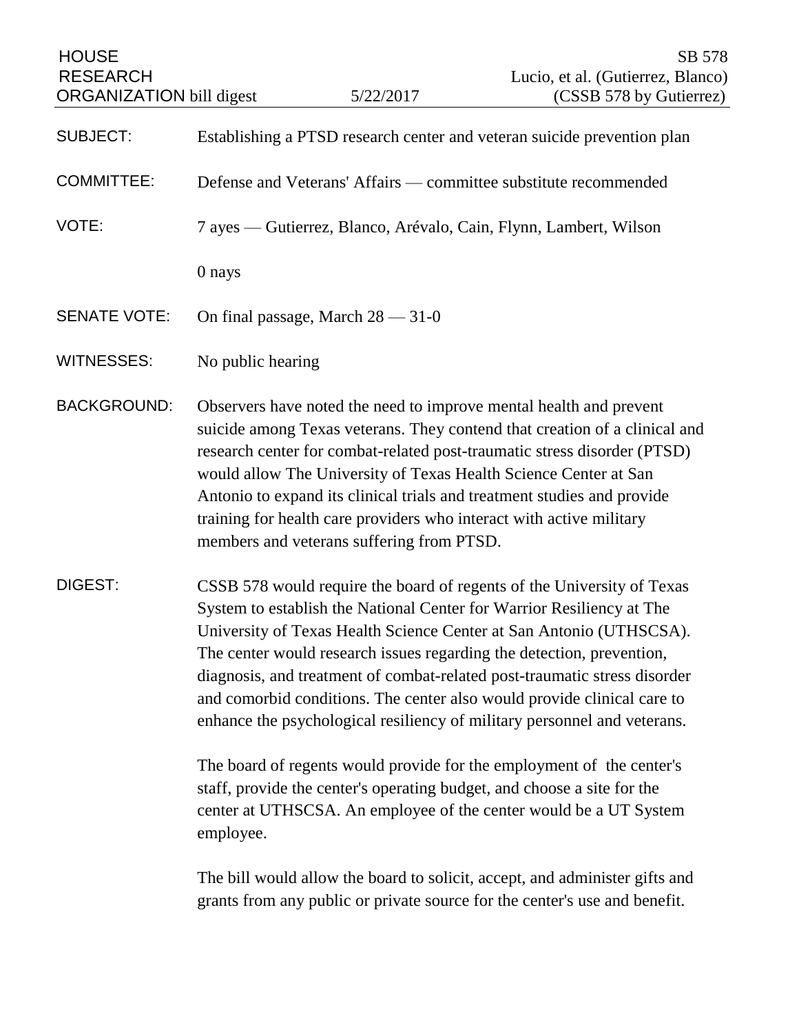HOUSE RESEARCH ORGANIZATION bill digest — 5/22/2017

SB 578
Lucio, et al. (Gutierrez, Blanco)
(CSSB 578 by Gutierrez)

**SUBJECT:** Establishing a PTSD research center and veteran suicide prevention plan

**COMMITTEE:** Defense and Veterans' Affairs — committee substitute recommended

**VOTE:** 7 ayes — Gutierrez, Blanco, Arévalo, Cain, Flynn, Lambert, Wilson

0 nays

**SENATE VOTE:** On final passage, March 28 — 31-0

**WITNESSES:** No public hearing

**BACKGROUND:** Observers have noted the need to improve mental health and prevent suicide among Texas veterans. They contend that creation of a clinical and research center for combat-related post-traumatic stress disorder (PTSD) would allow The University of Texas Health Science Center at San Antonio to expand its clinical trials and treatment studies and provide training for health care providers who interact with active military members and veterans suffering from PTSD.

**DIGEST:** CSSB 578 would require the board of regents of the University of Texas System to establish the National Center for Warrior Resiliency at The University of Texas Health Science Center at San Antonio (UTHSCSA). The center would research issues regarding the detection, prevention, diagnosis, and treatment of combat-related post-traumatic stress disorder and comorbid conditions. The center also would provide clinical care to enhance the psychological resiliency of military personnel and veterans.

The board of regents would provide for the employment of the center's staff, provide the center's operating budget, and choose a site for the center at UTHSCSA. An employee of the center would be a UT System employee.

The bill would allow the board to solicit, accept, and administer gifts and grants from any public or private source for the center's use and benefit.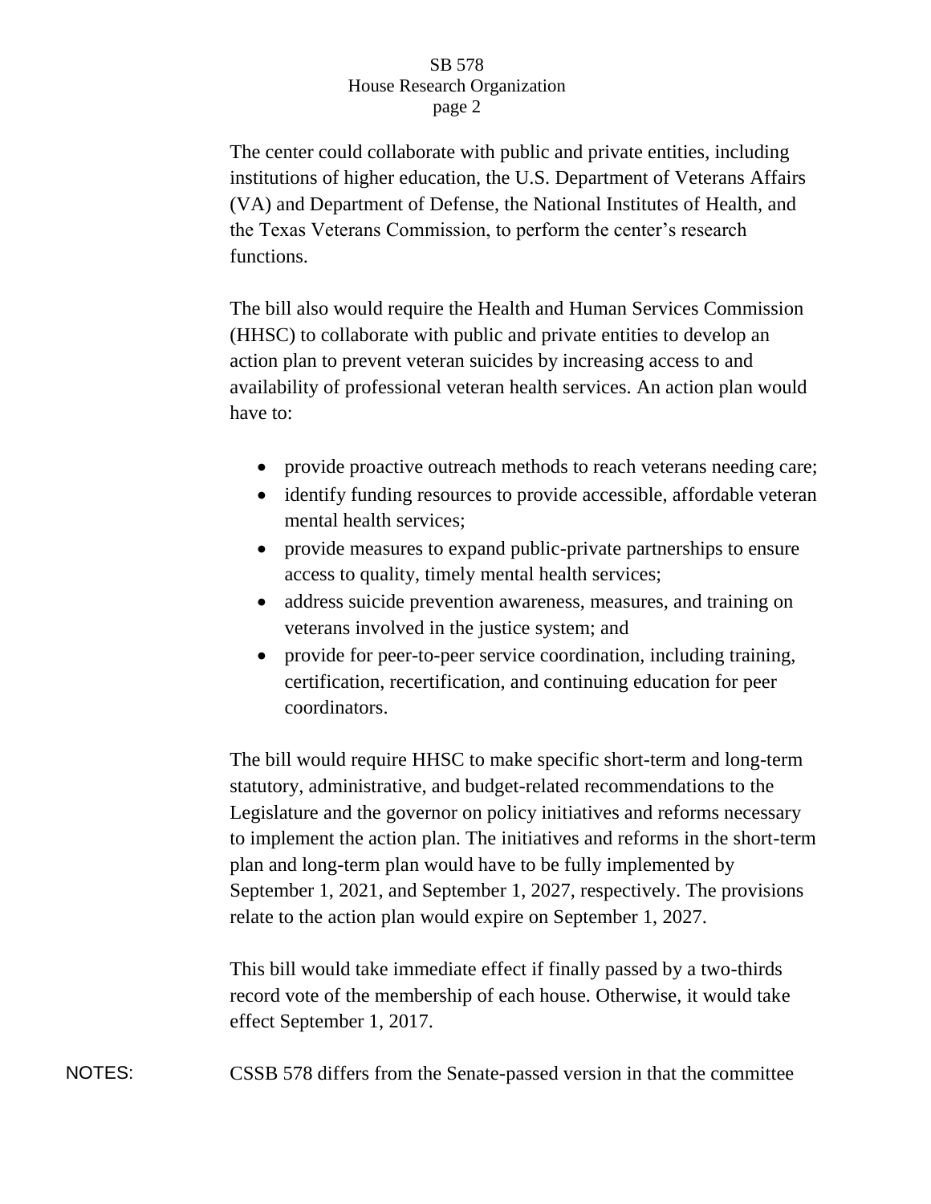The center could collaborate with public and private entities, including institutions of higher education, the U.S. Department of Veterans Affairs (VA) and Department of Defense, the National Institutes of Health, and the Texas Veterans Commission, to perform the center's research functions.

The bill also would require the Health and Human Services Commission (HHSC) to collaborate with public and private entities to develop an action plan to prevent veteran suicides by increasing access to and availability of professional veteran health services. An action plan would have to:

- provide proactive outreach methods to reach veterans needing care;
- identify funding resources to provide accessible, affordable veteran mental health services;
- provide measures to expand public-private partnerships to ensure access to quality, timely mental health services;
- address suicide prevention awareness, measures, and training on veterans involved in the justice system; and
- provide for peer-to-peer service coordination, including training, certification, recertification, and continuing education for peer coordinators.

The bill would require HHSC to make specific short-term and long-term statutory, administrative, and budget-related recommendations to the Legislature and the governor on policy initiatives and reforms necessary to implement the action plan. The initiatives and reforms in the short-term plan and long-term plan would have to be fully implemented by September 1, 2021, and September 1, 2027, respectively. The provisions relate to the action plan would expire on September 1, 2027.

This bill would take immediate effect if finally passed by a two-thirds record vote of the membership of each house. Otherwise, it would take effect September 1, 2017.

NOTES: CSSB 578 differs from the Senate-passed version in that the committee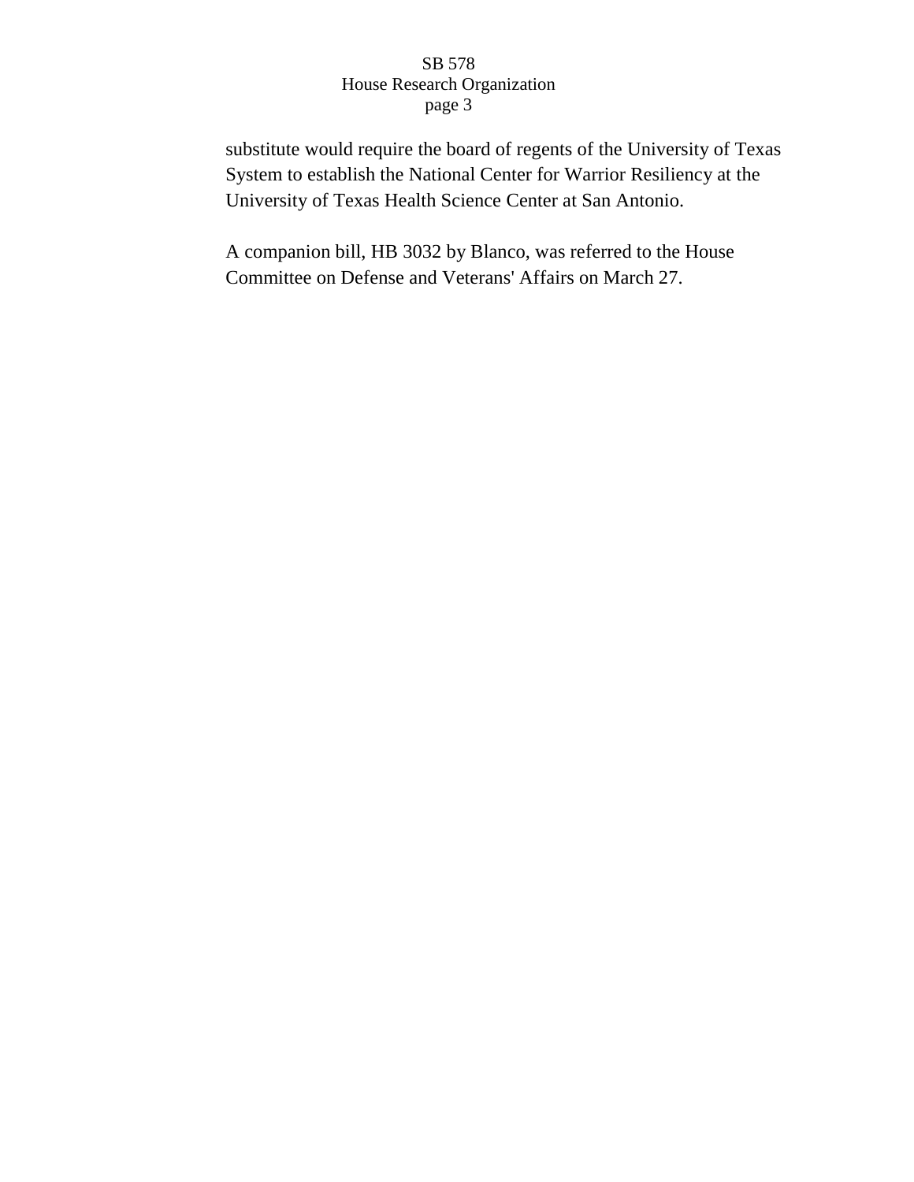substitute would require the board of regents of the University of Texas System to establish the National Center for Warrior Resiliency at the University of Texas Health Science Center at San Antonio.

A companion bill, HB 3032 by Blanco, was referred to the House Committee on Defense and Veterans' Affairs on March 27.